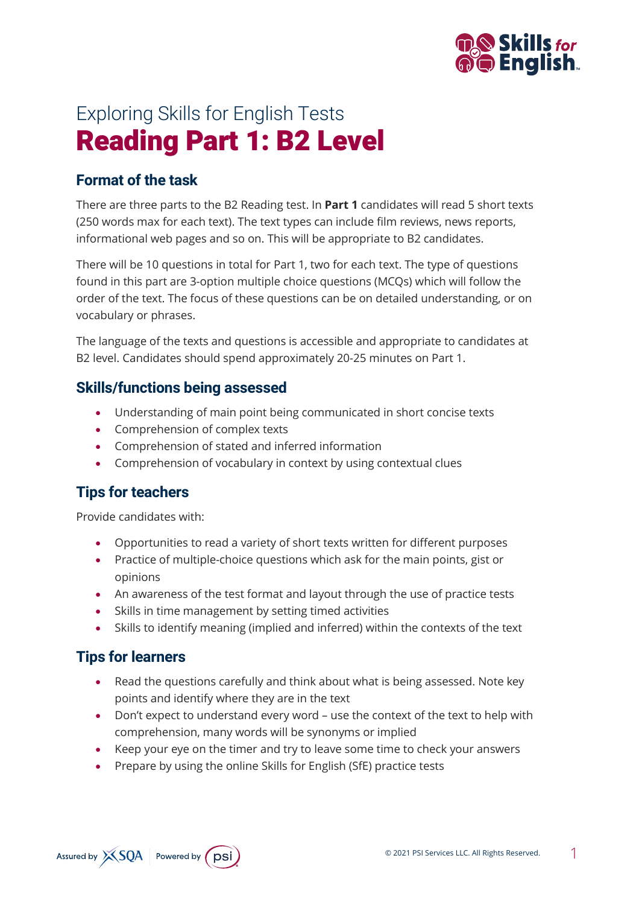Exploring Skills for English Tests

# Reading Part 1: B2 Level

## Format of the task

There are three parts to the B2 Reading test. In **Part 1** candidates will read 5 short texts (250 words max for each text). The text types can include film reviews, news reports, informational web pages and so on. This will be appropriate to B2 candidates.

There will be 10 questions in total for Part 1, two for each text. The type of questions found in this part are 3-option multiple choice questions (MCQs) which will follow the order of the text. The focus of these questions can be on detailed understanding, or on vocabulary or phrases.

The language of the texts and questions is accessible and appropriate to candidates at B2 level. Candidates should spend approximately 20-25 minutes on Part 1.

## Skills/functions being assessed

- Understanding of main point being communicated in short concise texts
- Comprehension of complex texts
- Comprehension of stated and inferred information
- Comprehension of vocabulary in context by using contextual clues

## Tips for teachers

Provide candidates with:

- Opportunities to read a variety of short texts written for different purposes
- Practice of multiple-choice questions which ask for the main points, gist or opinions
- An awareness of the test format and layout through the use of practice tests
- Skills in time management by setting timed activities
- Skills to identify meaning (implied and inferred) within the contexts of the text

## Tips for learners

- Read the questions carefully and think about what is being assessed. Note key points and identify where they are in the text
- Don't expect to understand every word – use the context of the text to help with comprehension, many words will be synonyms or implied
- Keep your eye on the timer and try to leave some time to check your answers
- Prepare by using the online Skills for English (SfE) practice tests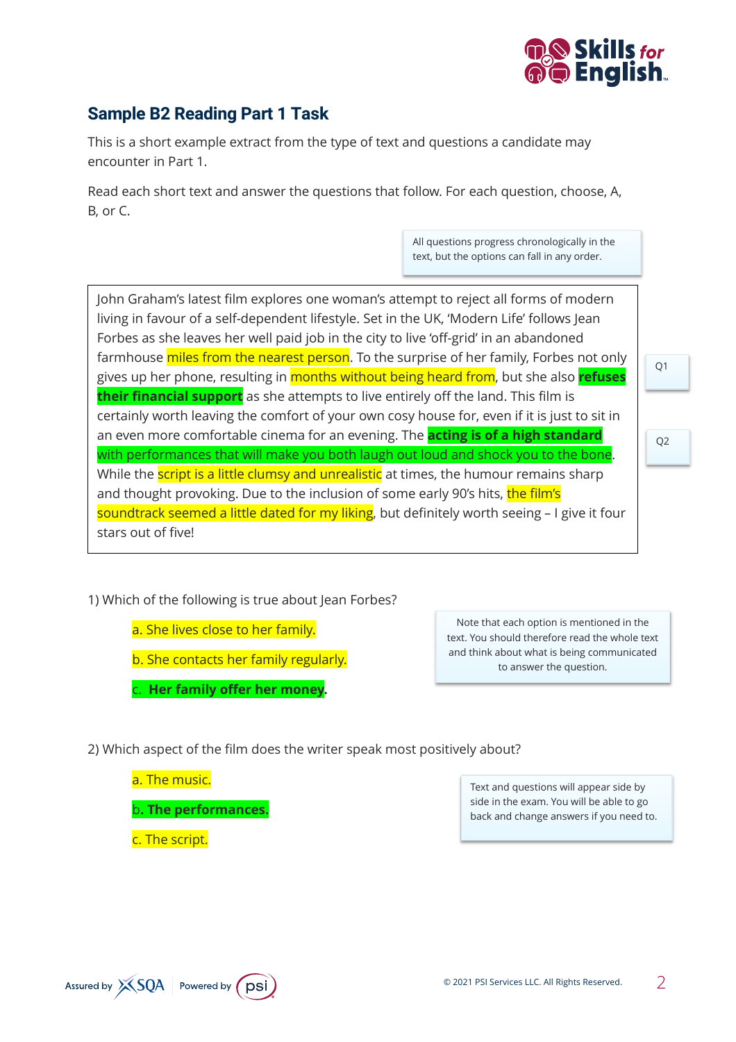## Sample B2 Reading Part 1 Task

This is a short example extract from the type of text and questions a candidate may encounter in Part 1.

Read each short text and answer the questions that follow. For each question, choose, A, B, or C.

> All questions progress chronologically in the text, but the options can fall in any order.

John Graham's latest film explores one woman's attempt to reject all forms of modern living in favour of a self-dependent lifestyle. Set in the UK, 'Modern Life' follows Jean Forbes as she leaves her well paid job in the city to live 'off-grid' in an abandoned farmhouse miles from the nearest person. To the surprise of her family, Forbes not only gives up her phone, resulting in months without being heard from, but she also **refuses their financial support** as she attempts to live entirely off the land. This film is certainly worth leaving the comfort of your own cosy house for, even if it is just to sit in an even more comfortable cinema for an evening. The **acting is of a high standard** with performances that will make you both laugh out loud and shock you to the bone. While the script is a little clumsy and unrealistic at times, the humour remains sharp and thought provoking. Due to the inclusion of some early 90's hits, the film's soundtrack seemed a little dated for my liking, but definitely worth seeing – I give it four stars out of five!

Q1

Q2

1) Which of the following is true about Jean Forbes?

a. She lives close to her family.

b. She contacts her family regularly.

c. **Her family offer her money.**

> Note that each option is mentioned in the text. You should therefore read the whole text and think about what is being communicated to answer the question.

2) Which aspect of the film does the writer speak most positively about?

a. The music.

b. **The performances.**

c. The script.

> Text and questions will appear side by side in the exam. You will be able to go back and change answers if you need to.

Assured by SQA | Powered by psi

© 2021 PSI Services LLC. All Rights Reserved.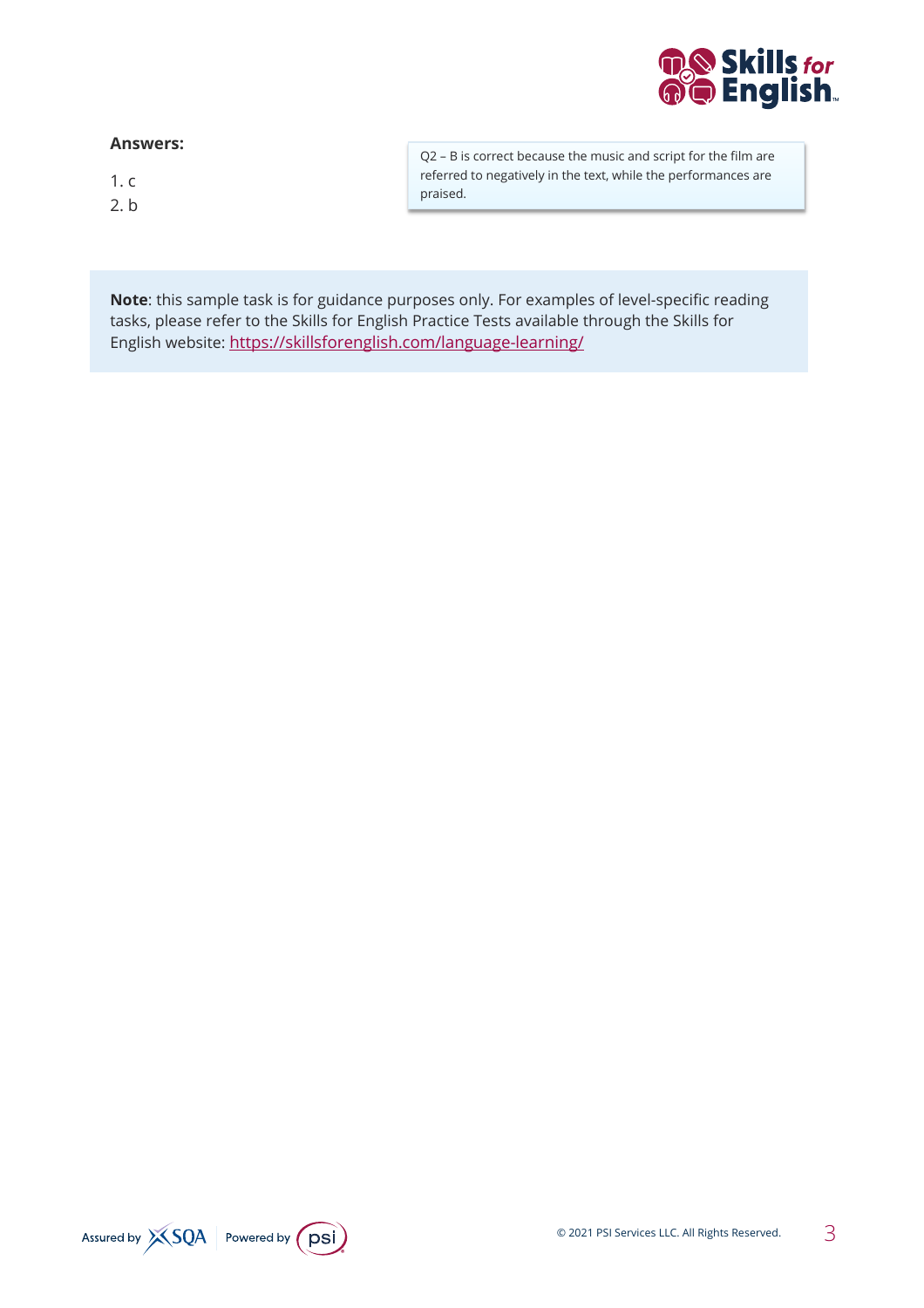**Answers:**

1. c
2. b

Q2 – B is correct because the music and script for the film are referred to negatively in the text, while the performances are praised.

**Note**: this sample task is for guidance purposes only. For examples of level-specific reading tasks, please refer to the Skills for English Practice Tests available through the Skills for English website: https://skillsforenglish.com/language-learning/